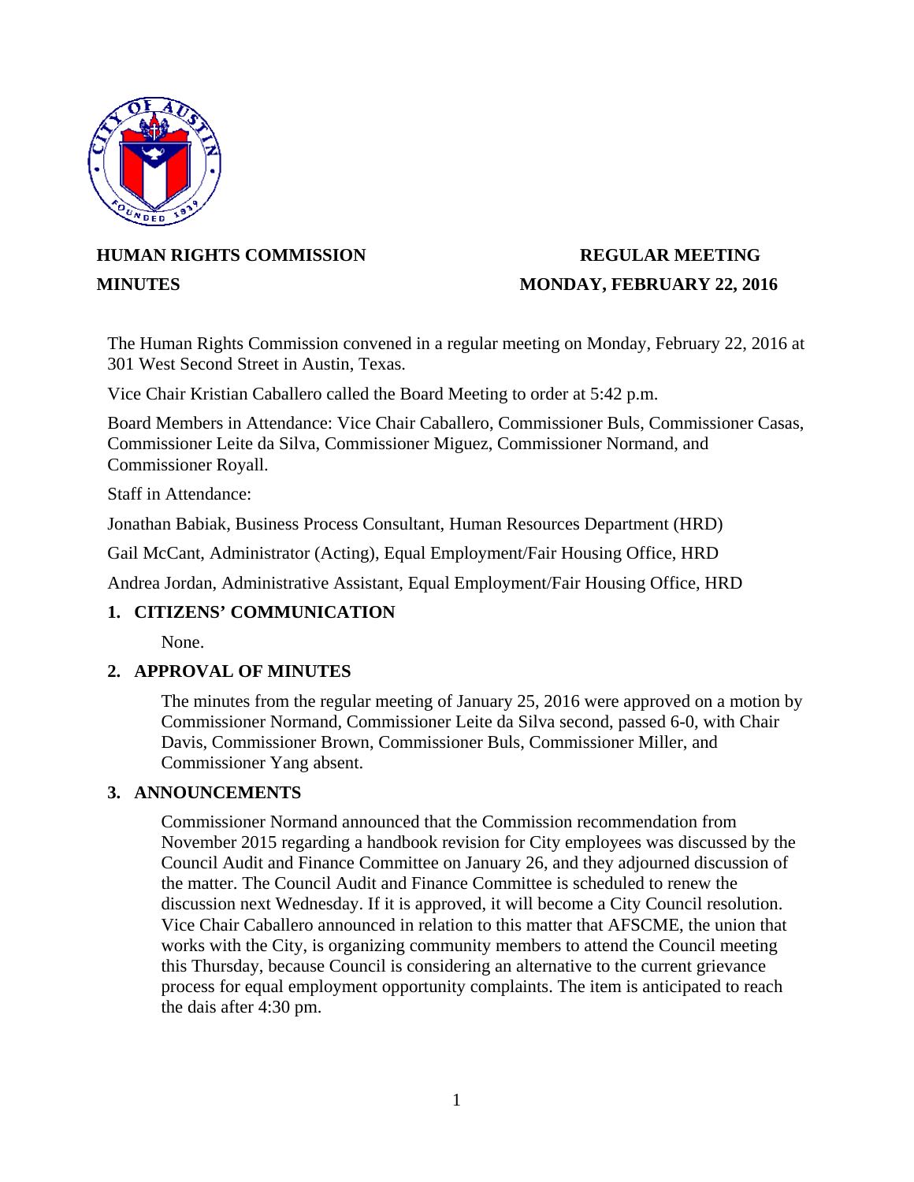**HUMAN RIGHTS COMMISSION** **REGULAR MEETING**

**MINUTES** **MONDAY, FEBRUARY 22, 2016**

The Human Rights Commission convened in a regular meeting on Monday, February 22, 2016 at 301 West Second Street in Austin, Texas.

Vice Chair Kristian Caballero called the Board Meeting to order at 5:42 p.m.

Board Members in Attendance: Vice Chair Caballero, Commissioner Buls, Commissioner Casas, Commissioner Leite da Silva, Commissioner Miguez, Commissioner Normand, and Commissioner Royall.

Staff in Attendance:

Jonathan Babiak, Business Process Consultant, Human Resources Department (HRD)

Gail McCant, Administrator (Acting), Equal Employment/Fair Housing Office, HRD

Andrea Jordan, Administrative Assistant, Equal Employment/Fair Housing Office, HRD

## 1. CITIZENS' COMMUNICATION

None.

## 2. APPROVAL OF MINUTES

The minutes from the regular meeting of January 25, 2016 were approved on a motion by Commissioner Normand, Commissioner Leite da Silva second, passed 6-0, with Chair Davis, Commissioner Brown, Commissioner Buls, Commissioner Miller, and Commissioner Yang absent.

## 3. ANNOUNCEMENTS

Commissioner Normand announced that the Commission recommendation from November 2015 regarding a handbook revision for City employees was discussed by the Council Audit and Finance Committee on January 26, and they adjourned discussion of the matter. The Council Audit and Finance Committee is scheduled to renew the discussion next Wednesday. If it is approved, it will become a City Council resolution. Vice Chair Caballero announced in relation to this matter that AFSCME, the union that works with the City, is organizing community members to attend the Council meeting this Thursday, because Council is considering an alternative to the current grievance process for equal employment opportunity complaints. The item is anticipated to reach the dais after 4:30 pm.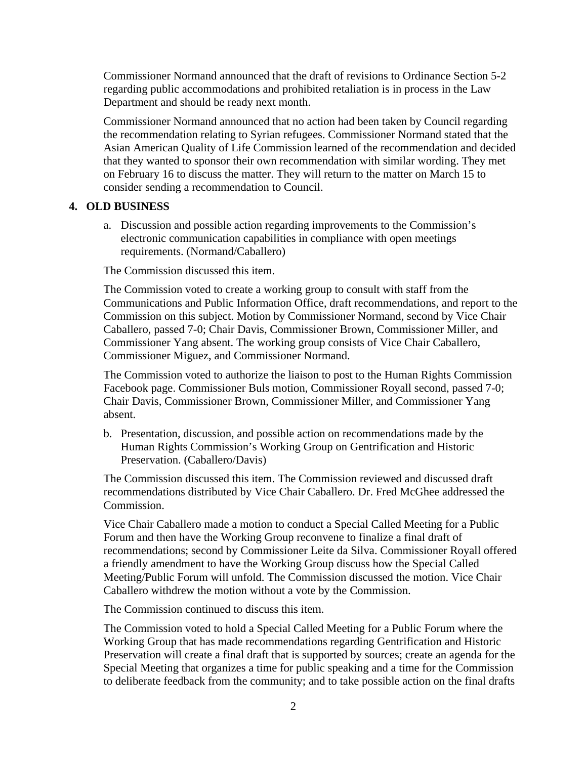Commissioner Normand announced that the draft of revisions to Ordinance Section 5-2 regarding public accommodations and prohibited retaliation is in process in the Law Department and should be ready next month.

Commissioner Normand announced that no action had been taken by Council regarding the recommendation relating to Syrian refugees. Commissioner Normand stated that the Asian American Quality of Life Commission learned of the recommendation and decided that they wanted to sponsor their own recommendation with similar wording. They met on February 16 to discuss the matter. They will return to the matter on March 15 to consider sending a recommendation to Council.

## 4. OLD BUSINESS

a. Discussion and possible action regarding improvements to the Commission's electronic communication capabilities in compliance with open meetings requirements. (Normand/Caballero)

The Commission discussed this item.

The Commission voted to create a working group to consult with staff from the Communications and Public Information Office, draft recommendations, and report to the Commission on this subject. Motion by Commissioner Normand, second by Vice Chair Caballero, passed 7-0; Chair Davis, Commissioner Brown, Commissioner Miller, and Commissioner Yang absent. The working group consists of Vice Chair Caballero, Commissioner Miguez, and Commissioner Normand.

The Commission voted to authorize the liaison to post to the Human Rights Commission Facebook page. Commissioner Buls motion, Commissioner Royall second, passed 7-0; Chair Davis, Commissioner Brown, Commissioner Miller, and Commissioner Yang absent.

b. Presentation, discussion, and possible action on recommendations made by the Human Rights Commission's Working Group on Gentrification and Historic Preservation. (Caballero/Davis)

The Commission discussed this item. The Commission reviewed and discussed draft recommendations distributed by Vice Chair Caballero. Dr. Fred McGhee addressed the Commission.

Vice Chair Caballero made a motion to conduct a Special Called Meeting for a Public Forum and then have the Working Group reconvene to finalize a final draft of recommendations; second by Commissioner Leite da Silva. Commissioner Royall offered a friendly amendment to have the Working Group discuss how the Special Called Meeting/Public Forum will unfold. The Commission discussed the motion. Vice Chair Caballero withdrew the motion without a vote by the Commission.

The Commission continued to discuss this item.

The Commission voted to hold a Special Called Meeting for a Public Forum where the Working Group that has made recommendations regarding Gentrification and Historic Preservation will create a final draft that is supported by sources; create an agenda for the Special Meeting that organizes a time for public speaking and a time for the Commission to deliberate feedback from the community; and to take possible action on the final drafts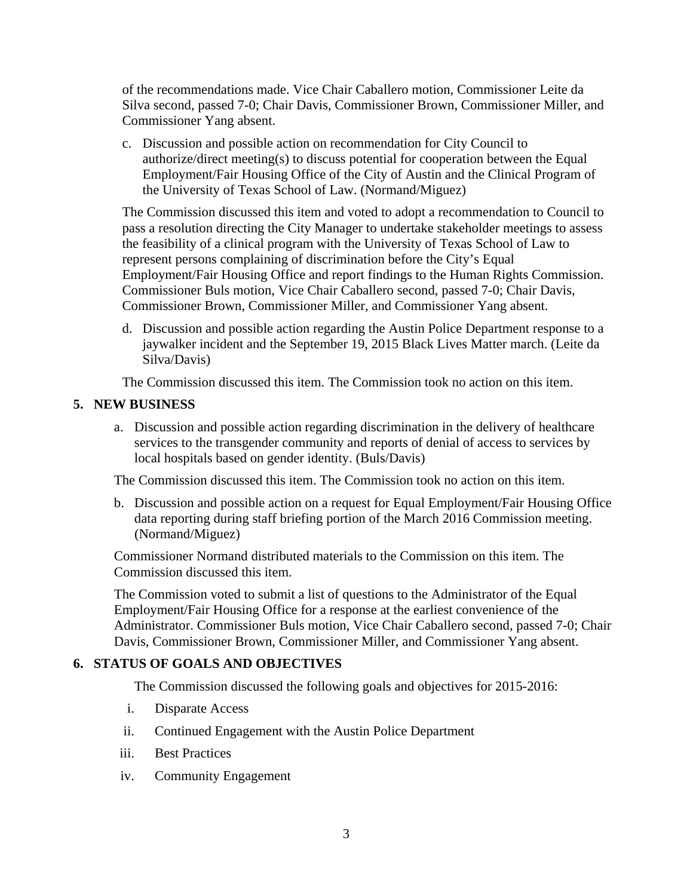of the recommendations made. Vice Chair Caballero motion, Commissioner Leite da Silva second, passed 7-0; Chair Davis, Commissioner Brown, Commissioner Miller, and Commissioner Yang absent.

c. Discussion and possible action on recommendation for City Council to authorize/direct meeting(s) to discuss potential for cooperation between the Equal Employment/Fair Housing Office of the City of Austin and the Clinical Program of the University of Texas School of Law. (Normand/Miguez)

The Commission discussed this item and voted to adopt a recommendation to Council to pass a resolution directing the City Manager to undertake stakeholder meetings to assess the feasibility of a clinical program with the University of Texas School of Law to represent persons complaining of discrimination before the City's Equal Employment/Fair Housing Office and report findings to the Human Rights Commission. Commissioner Buls motion, Vice Chair Caballero second, passed 7-0; Chair Davis, Commissioner Brown, Commissioner Miller, and Commissioner Yang absent.

d. Discussion and possible action regarding the Austin Police Department response to a jaywalker incident and the September 19, 2015 Black Lives Matter march. (Leite da Silva/Davis)

The Commission discussed this item. The Commission took no action on this item.

## 5. NEW BUSINESS

a. Discussion and possible action regarding discrimination in the delivery of healthcare services to the transgender community and reports of denial of access to services by local hospitals based on gender identity. (Buls/Davis)

The Commission discussed this item. The Commission took no action on this item.

b. Discussion and possible action on a request for Equal Employment/Fair Housing Office data reporting during staff briefing portion of the March 2016 Commission meeting. (Normand/Miguez)

Commissioner Normand distributed materials to the Commission on this item. The Commission discussed this item.

The Commission voted to submit a list of questions to the Administrator of the Equal Employment/Fair Housing Office for a response at the earliest convenience of the Administrator. Commissioner Buls motion, Vice Chair Caballero second, passed 7-0; Chair Davis, Commissioner Brown, Commissioner Miller, and Commissioner Yang absent.

## 6. STATUS OF GOALS AND OBJECTIVES

The Commission discussed the following goals and objectives for 2015-2016:

i. Disparate Access

ii. Continued Engagement with the Austin Police Department

iii. Best Practices

iv. Community Engagement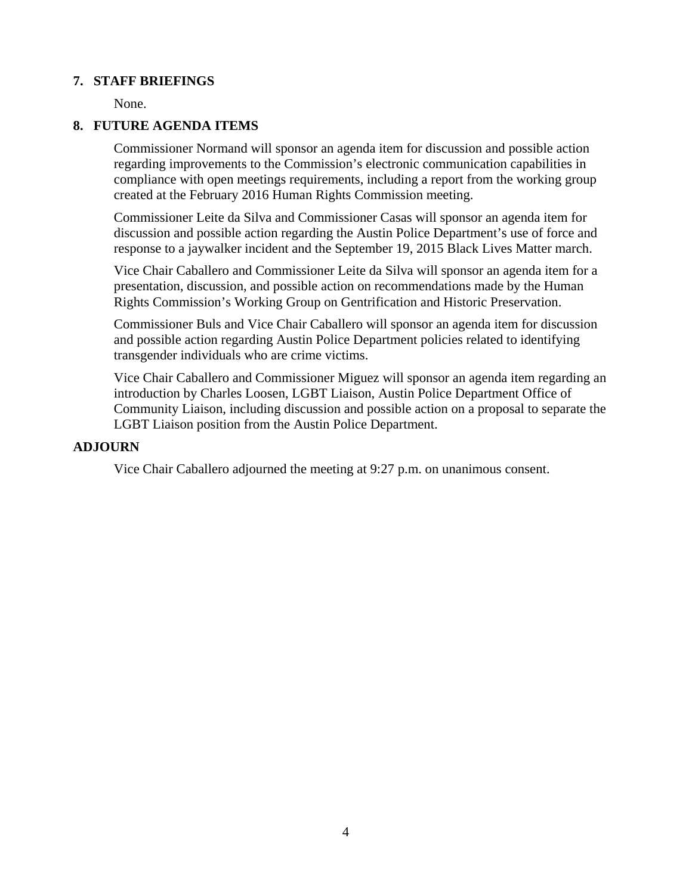## 7. STAFF BRIEFINGS

None.

## 8. FUTURE AGENDA ITEMS

Commissioner Normand will sponsor an agenda item for discussion and possible action regarding improvements to the Commission's electronic communication capabilities in compliance with open meetings requirements, including a report from the working group created at the February 2016 Human Rights Commission meeting.

Commissioner Leite da Silva and Commissioner Casas will sponsor an agenda item for discussion and possible action regarding the Austin Police Department's use of force and response to a jaywalker incident and the September 19, 2015 Black Lives Matter march.

Vice Chair Caballero and Commissioner Leite da Silva will sponsor an agenda item for a presentation, discussion, and possible action on recommendations made by the Human Rights Commission's Working Group on Gentrification and Historic Preservation.

Commissioner Buls and Vice Chair Caballero will sponsor an agenda item for discussion and possible action regarding Austin Police Department policies related to identifying transgender individuals who are crime victims.

Vice Chair Caballero and Commissioner Miguez will sponsor an agenda item regarding an introduction by Charles Loosen, LGBT Liaison, Austin Police Department Office of Community Liaison, including discussion and possible action on a proposal to separate the LGBT Liaison position from the Austin Police Department.

## ADJOURN

Vice Chair Caballero adjourned the meeting at 9:27 p.m. on unanimous consent.